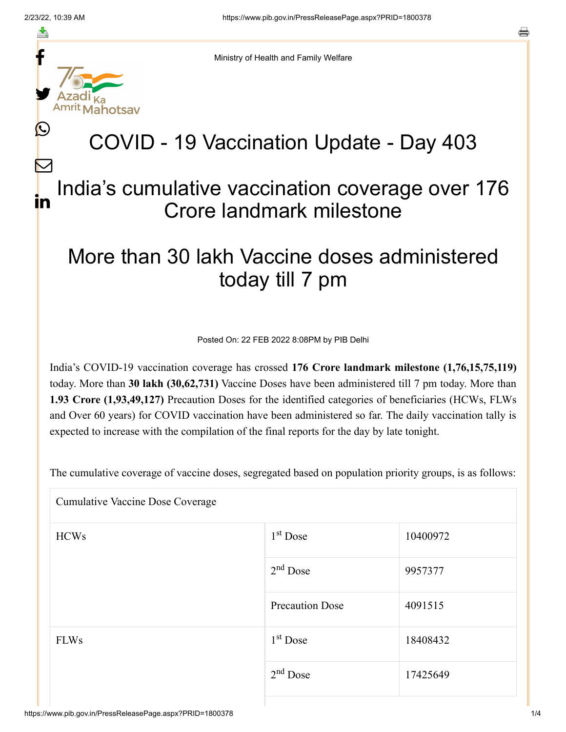Ministry of Health and Family Welfare

# COVID - 19 Vaccination Update - Day 403

## India's cumulative vaccination coverage over 176 Crore landmark milestone

## More than 30 lakh Vaccine doses administered today till 7 pm

Posted On: 22 FEB 2022 8:08PM by PIB Delhi

India's COVID-19 vaccination coverage has crossed **176 Crore landmark milestone (1,76,15,75,119)** today. More than **30 lakh (30,62,731)** Vaccine Doses have been administered till 7 pm today. More than **1.93 Crore (1,93,49,127)** Precaution Doses for the identified categories of beneficiaries (HCWs, FLWs and Over 60 years) for COVID vaccination have been administered so far. The daily vaccination tally is expected to increase with the compilation of the final reports for the day by late tonight.

The cumulative coverage of vaccine doses, segregated based on population priority groups, is as follows:

| Cumulative Vaccine Dose Coverage | | |
|---|---|---|
| HCWs | 1st Dose | 10400972 |
| | 2nd Dose | 9957377 |
| | Precaution Dose | 4091515 |
| FLWs | 1st Dose | 18408432 |
| | 2nd Dose | 17425649 |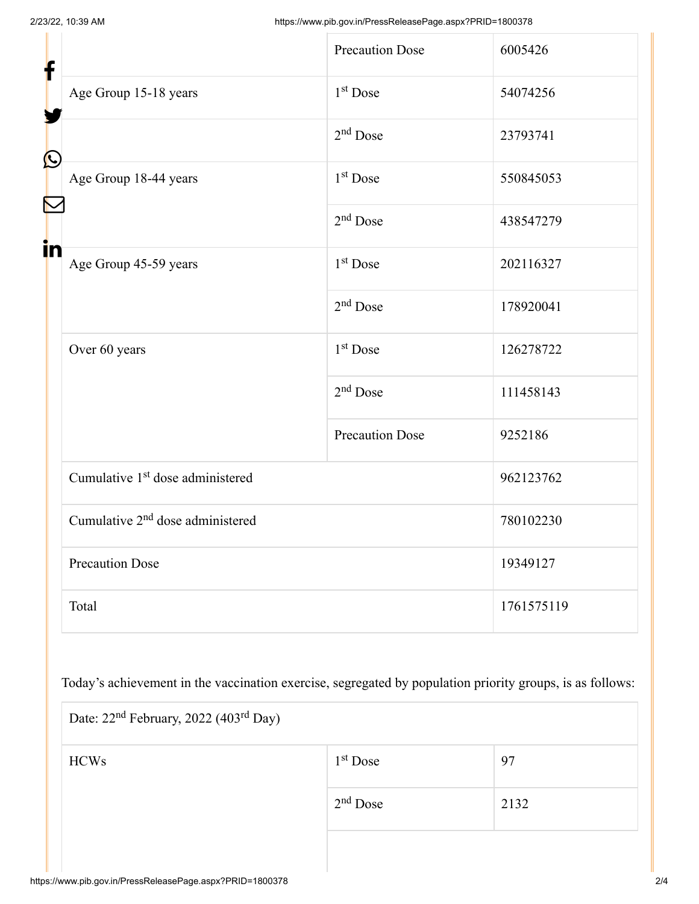| | | |
|---|---|---|
| | Precaution Dose | 6005426 |
| Age Group 15-18 years | 1st Dose | 54074256 |
| | 2nd Dose | 23793741 |
| Age Group 18-44 years | 1st Dose | 550845053 |
| | 2nd Dose | 438547279 |
| Age Group 45-59 years | 1st Dose | 202116327 |
| | 2nd Dose | 178920041 |
| Over 60 years | 1st Dose | 126278722 |
| | 2nd Dose | 111458143 |
| | Precaution Dose | 9252186 |
| Cumulative 1st dose administered | | 962123762 |
| Cumulative 2nd dose administered | | 780102230 |
| Precaution Dose | | 19349127 |
| Total | | 1761575119 |

Today's achievement in the vaccination exercise, segregated by population priority groups, is as follows:

| Date: 22nd February, 2022 (403rd Day) | | |
|---|---|---|
| HCWs | 1st Dose | 97 |
| | 2nd Dose | 2132 |
| | | |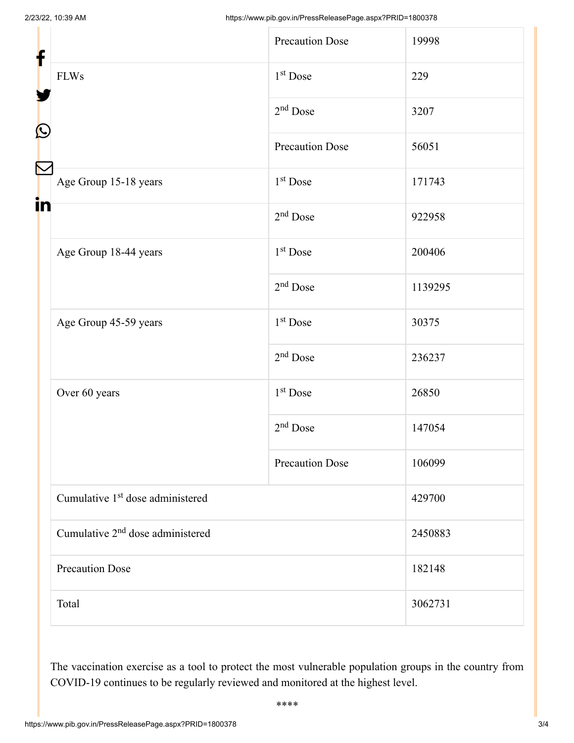| | | |
|---|---|---|
| | Precaution Dose | 19998 |
| FLWs | 1st Dose | 229 |
| | 2nd Dose | 3207 |
| | Precaution Dose | 56051 |
| Age Group 15-18 years | 1st Dose | 171743 |
| | 2nd Dose | 922958 |
| Age Group 18-44 years | 1st Dose | 200406 |
| | 2nd Dose | 1139295 |
| Age Group 45-59 years | 1st Dose | 30375 |
| | 2nd Dose | 236237 |
| Over 60 years | 1st Dose | 26850 |
| | 2nd Dose | 147054 |
| | Precaution Dose | 106099 |
| Cumulative 1st dose administered | | 429700 |
| Cumulative 2nd dose administered | | 2450883 |
| Precaution Dose | | 182148 |
| Total | | 3062731 |

The vaccination exercise as a tool to protect the most vulnerable population groups in the country from COVID-19 continues to be regularly reviewed and monitored at the highest level.

****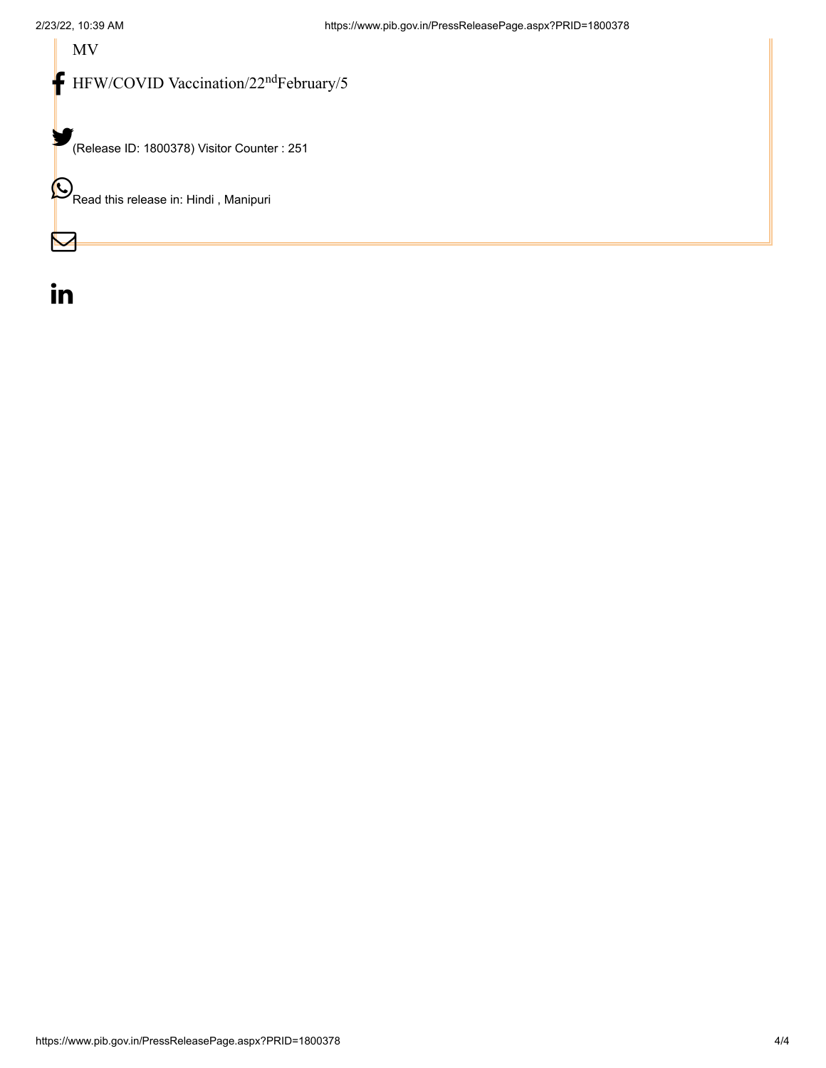MV

HFW/COVID Vaccination/22nd February/5

(Release ID: 1800378) Visitor Counter : 251

Read this release in: Hindi , Manipuri